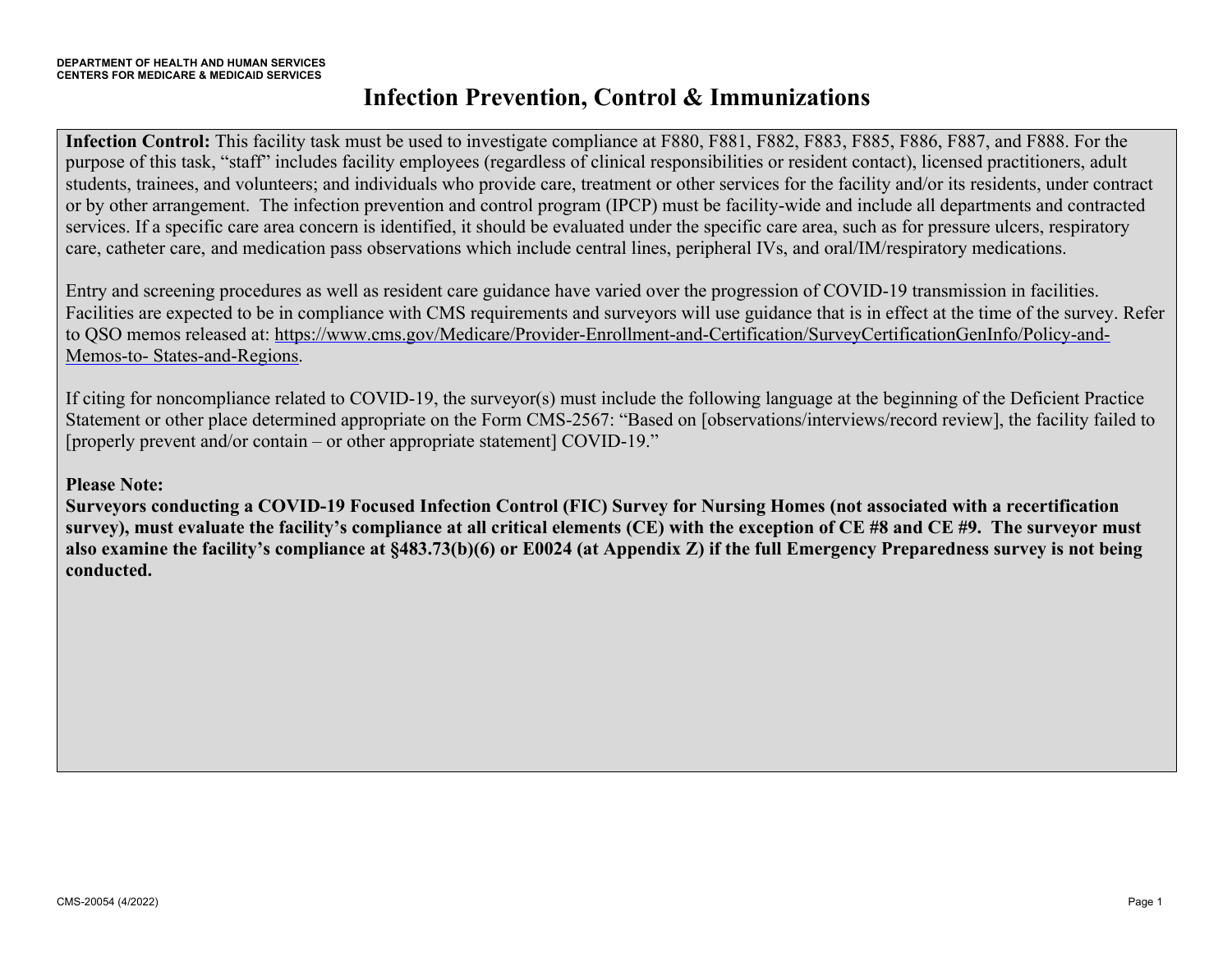DEPARTMENT OF HEALTH AND HUMAN SERVICES
CENTERS FOR MEDICARE & MEDICAID SERVICES

# Infection Prevention, Control & Immunizations

**Infection Control:** This facility task must be used to investigate compliance at F880, F881, F882, F883, F885, F886, F887, and F888. For the purpose of this task, "staff" includes facility employees (regardless of clinical responsibilities or resident contact), licensed practitioners, adult students, trainees, and volunteers; and individuals who provide care, treatment or other services for the facility and/or its residents, under contract or by other arrangement. The infection prevention and control program (IPCP) must be facility-wide and include all departments and contracted services. If a specific care area concern is identified, it should be evaluated under the specific care area, such as for pressure ulcers, respiratory care, catheter care, and medication pass observations which include central lines, peripheral IVs, and oral/IM/respiratory medications.

Entry and screening procedures as well as resident care guidance have varied over the progression of COVID-19 transmission in facilities. Facilities are expected to be in compliance with CMS requirements and surveyors will use guidance that is in effect at the time of the survey. Refer to QSO memos released at: https://www.cms.gov/Medicare/Provider-Enrollment-and-Certification/SurveyCertificationGenInfo/Policy-and-Memos-to- States-and-Regions.

If citing for noncompliance related to COVID-19, the surveyor(s) must include the following language at the beginning of the Deficient Practice Statement or other place determined appropriate on the Form CMS-2567: "Based on [observations/interviews/record review], the facility failed to [properly prevent and/or contain – or other appropriate statement] COVID-19."

**Please Note:**
**Surveyors conducting a COVID-19 Focused Infection Control (FIC) Survey for Nursing Homes (not associated with a recertification survey), must evaluate the facility's compliance at all critical elements (CE) with the exception of CE #8 and CE #9. The surveyor must also examine the facility's compliance at §483.73(b)(6) or E0024 (at Appendix Z) if the full Emergency Preparedness survey is not being conducted.**

CMS-20054 (4/2022)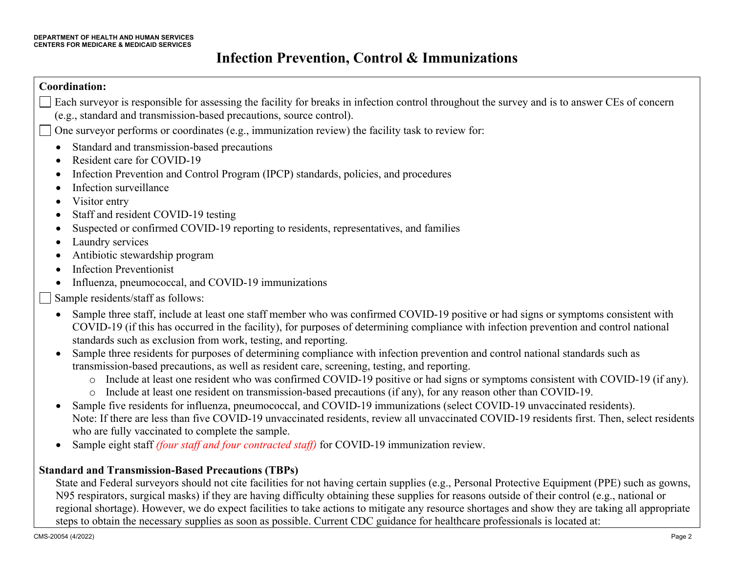# Infection Prevention, Control & Immunizations

**Coordination:**

- [ ] Each surveyor is responsible for assessing the facility for breaks in infection control throughout the survey and is to answer CEs of concern (e.g., standard and transmission-based precautions, source control).
- [ ] One surveyor performs or coordinates (e.g., immunization review) the facility task to review for:
  - Standard and transmission-based precautions
  - Resident care for COVID-19
  - Infection Prevention and Control Program (IPCP) standards, policies, and procedures
  - Infection surveillance
  - Visitor entry
  - Staff and resident COVID-19 testing
  - Suspected or confirmed COVID-19 reporting to residents, representatives, and families
  - Laundry services
  - Antibiotic stewardship program
  - Infection Preventionist
  - Influenza, pneumococcal, and COVID-19 immunizations
- [ ] Sample residents/staff as follows:
  - Sample three staff, include at least one staff member who was confirmed COVID-19 positive or had signs or symptoms consistent with COVID-19 (if this has occurred in the facility), for purposes of determining compliance with infection prevention and control national standards such as exclusion from work, testing, and reporting.
  - Sample three residents for purposes of determining compliance with infection prevention and control national standards such as transmission-based precautions, as well as resident care, screening, testing, and reporting.
    - Include at least one resident who was confirmed COVID-19 positive or had signs or symptoms consistent with COVID-19 (if any).
    - Include at least one resident on transmission-based precautions (if any), for any reason other than COVID-19.
  - Sample five residents for influenza, pneumococcal, and COVID-19 immunizations (select COVID-19 unvaccinated residents). Note: If there are less than five COVID-19 unvaccinated residents, review all unvaccinated COVID-19 residents first. Then, select residents who are fully vaccinated to complete the sample.
  - Sample eight staff *(four staff and four contracted staff)* for COVID-19 immunization review.

**Standard and Transmission-Based Precautions (TBPs)**

State and Federal surveyors should not cite facilities for not having certain supplies (e.g., Personal Protective Equipment (PPE) such as gowns, N95 respirators, surgical masks) if they are having difficulty obtaining these supplies for reasons outside of their control (e.g., national or regional shortage). However, we do expect facilities to take actions to mitigate any resource shortages and show they are taking all appropriate steps to obtain the necessary supplies as soon as possible. Current CDC guidance for healthcare professionals is located at: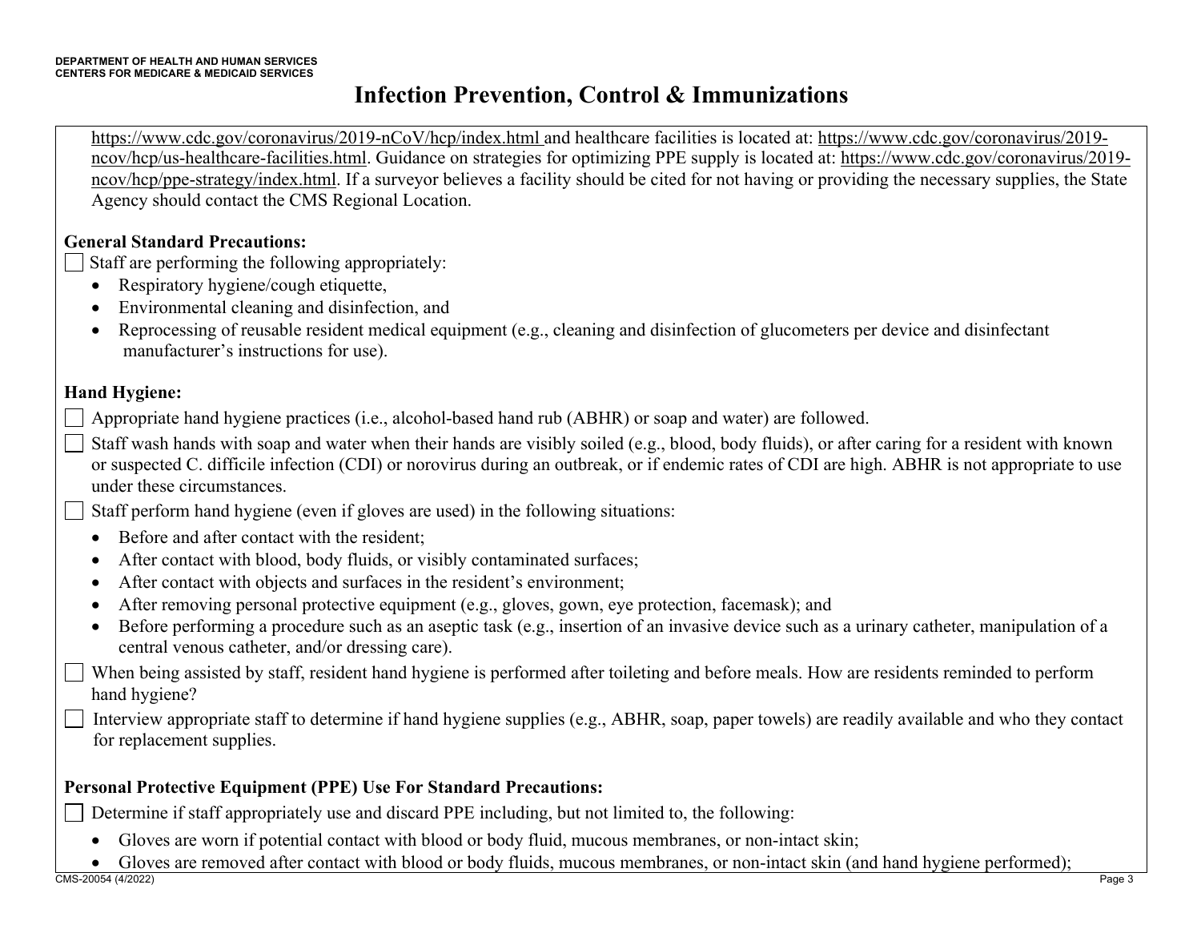https://www.cdc.gov/coronavirus/2019-nCoV/hcp/index.html and healthcare facilities is located at: https://www.cdc.gov/coronavirus/2019-ncov/hcp/us-healthcare-facilities.html. Guidance on strategies for optimizing PPE supply is located at: https://www.cdc.gov/coronavirus/2019-ncov/hcp/ppe-strategy/index.html. If a surveyor believes a facility should be cited for not having or providing the necessary supplies, the State Agency should contact the CMS Regional Location.

**General Standard Precautions:**

☐ Staff are performing the following appropriately:

- Respiratory hygiene/cough etiquette,
- Environmental cleaning and disinfection, and
- Reprocessing of reusable resident medical equipment (e.g., cleaning and disinfection of glucometers per device and disinfectant manufacturer's instructions for use).

**Hand Hygiene:**

☐ Appropriate hand hygiene practices (i.e., alcohol-based hand rub (ABHR) or soap and water) are followed.

☐ Staff wash hands with soap and water when their hands are visibly soiled (e.g., blood, body fluids), or after caring for a resident with known or suspected C. difficile infection (CDI) or norovirus during an outbreak, or if endemic rates of CDI are high. ABHR is not appropriate to use under these circumstances.

☐ Staff perform hand hygiene (even if gloves are used) in the following situations:

- Before and after contact with the resident;
- After contact with blood, body fluids, or visibly contaminated surfaces;
- After contact with objects and surfaces in the resident's environment;
- After removing personal protective equipment (e.g., gloves, gown, eye protection, facemask); and
- Before performing a procedure such as an aseptic task (e.g., insertion of an invasive device such as a urinary catheter, manipulation of a central venous catheter, and/or dressing care).

☐ When being assisted by staff, resident hand hygiene is performed after toileting and before meals. How are residents reminded to perform hand hygiene?

☐ Interview appropriate staff to determine if hand hygiene supplies (e.g., ABHR, soap, paper towels) are readily available and who they contact for replacement supplies.

**Personal Protective Equipment (PPE) Use For Standard Precautions:**

☐ Determine if staff appropriately use and discard PPE including, but not limited to, the following:

- Gloves are worn if potential contact with blood or body fluid, mucous membranes, or non-intact skin;
- Gloves are removed after contact with blood or body fluids, mucous membranes, or non-intact skin (and hand hygiene performed);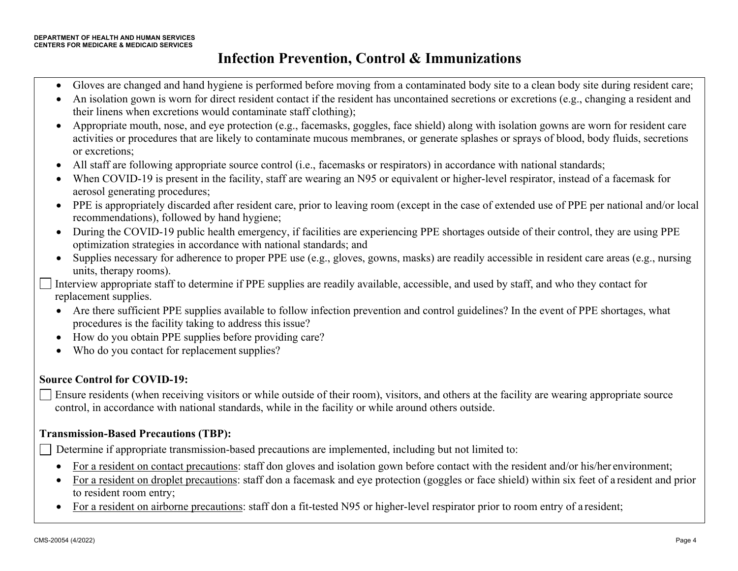# Infection Prevention, Control & Immunizations

- Gloves are changed and hand hygiene is performed before moving from a contaminated body site to a clean body site during resident care;
- An isolation gown is worn for direct resident contact if the resident has uncontained secretions or excretions (e.g., changing a resident and their linens when excretions would contaminate staff clothing);
- Appropriate mouth, nose, and eye protection (e.g., facemasks, goggles, face shield) along with isolation gowns are worn for resident care activities or procedures that are likely to contaminate mucous membranes, or generate splashes or sprays of blood, body fluids, secretions or excretions;
- All staff are following appropriate source control (i.e., facemasks or respirators) in accordance with national standards;
- When COVID-19 is present in the facility, staff are wearing an N95 or equivalent or higher-level respirator, instead of a facemask for aerosol generating procedures;
- PPE is appropriately discarded after resident care, prior to leaving room (except in the case of extended use of PPE per national and/or local recommendations), followed by hand hygiene;
- During the COVID-19 public health emergency, if facilities are experiencing PPE shortages outside of their control, they are using PPE optimization strategies in accordance with national standards; and
- Supplies necessary for adherence to proper PPE use (e.g., gloves, gowns, masks) are readily accessible in resident care areas (e.g., nursing units, therapy rooms).

☐ Interview appropriate staff to determine if PPE supplies are readily available, accessible, and used by staff, and who they contact for replacement supplies.

- Are there sufficient PPE supplies available to follow infection prevention and control guidelines? In the event of PPE shortages, what procedures is the facility taking to address this issue?
- How do you obtain PPE supplies before providing care?
- Who do you contact for replacement supplies?

**Source Control for COVID-19:**

☐ Ensure residents (when receiving visitors or while outside of their room), visitors, and others at the facility are wearing appropriate source control, in accordance with national standards, while in the facility or while around others outside.

**Transmission-Based Precautions (TBP):**

☐ Determine if appropriate transmission-based precautions are implemented, including but not limited to:

- <u>For a resident on contact precautions</u>: staff don gloves and isolation gown before contact with the resident and/or his/her environment;
- <u>For a resident on droplet precautions</u>: staff don a facemask and eye protection (goggles or face shield) within six feet of a resident and prior to resident room entry;
- <u>For a resident on airborne precautions</u>: staff don a fit-tested N95 or higher-level respirator prior to room entry of a resident;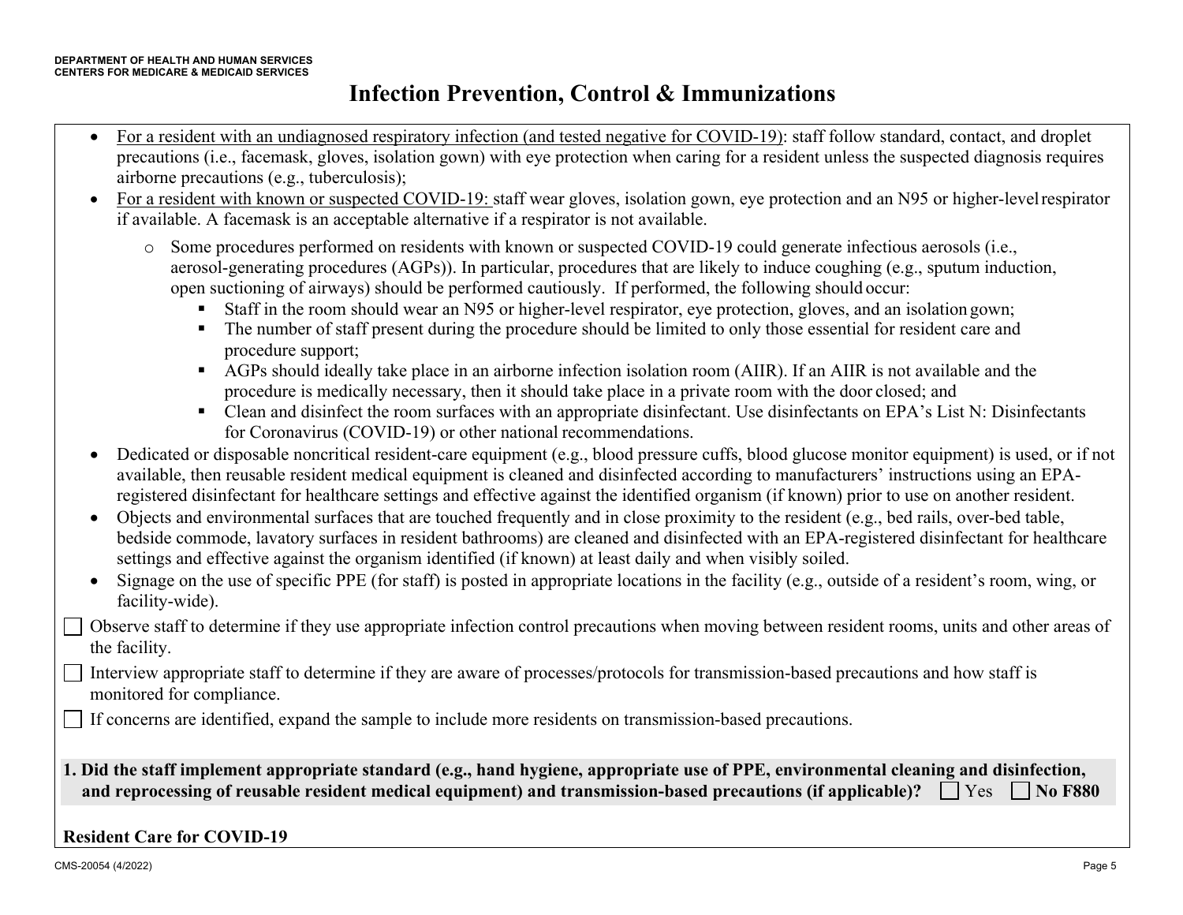# Infection Prevention, Control & Immunizations

- For a resident with an undiagnosed respiratory infection (and tested negative for COVID-19): staff follow standard, contact, and droplet precautions (i.e., facemask, gloves, isolation gown) with eye protection when caring for a resident unless the suspected diagnosis requires airborne precautions (e.g., tuberculosis);
- For a resident with known or suspected COVID-19: staff wear gloves, isolation gown, eye protection and an N95 or higher-level respirator if available. A facemask is an acceptable alternative if a respirator is not available.
  - Some procedures performed on residents with known or suspected COVID-19 could generate infectious aerosols (i.e., aerosol-generating procedures (AGPs)). In particular, procedures that are likely to induce coughing (e.g., sputum induction, open suctioning of airways) should be performed cautiously. If performed, the following should occur:
    - Staff in the room should wear an N95 or higher-level respirator, eye protection, gloves, and an isolation gown;
    - The number of staff present during the procedure should be limited to only those essential for resident care and procedure support;
    - AGPs should ideally take place in an airborne infection isolation room (AIIR). If an AIIR is not available and the procedure is medically necessary, then it should take place in a private room with the door closed; and
    - Clean and disinfect the room surfaces with an appropriate disinfectant. Use disinfectants on EPA's List N: Disinfectants for Coronavirus (COVID-19) or other national recommendations.
- Dedicated or disposable noncritical resident-care equipment (e.g., blood pressure cuffs, blood glucose monitor equipment) is used, or if not available, then reusable resident medical equipment is cleaned and disinfected according to manufacturers' instructions using an EPA-registered disinfectant for healthcare settings and effective against the identified organism (if known) prior to use on another resident.
- Objects and environmental surfaces that are touched frequently and in close proximity to the resident (e.g., bed rails, over-bed table, bedside commode, lavatory surfaces in resident bathrooms) are cleaned and disinfected with an EPA-registered disinfectant for healthcare settings and effective against the organism identified (if known) at least daily and when visibly soiled.
- Signage on the use of specific PPE (for staff) is posted in appropriate locations in the facility (e.g., outside of a resident's room, wing, or facility-wide).

☐ Observe staff to determine if they use appropriate infection control precautions when moving between resident rooms, units and other areas of the facility.

☐ Interview appropriate staff to determine if they are aware of processes/protocols for transmission-based precautions and how staff is monitored for compliance.

☐ If concerns are identified, expand the sample to include more residents on transmission-based precautions.

**1. Did the staff implement appropriate standard (e.g., hand hygiene, appropriate use of PPE, environmental cleaning and disinfection, and reprocessing of reusable resident medical equipment) and transmission-based precautions (if applicable)?** ☐ Yes ☐ **No F880**

**Resident Care for COVID-19**

CMS-20054 (4/2022)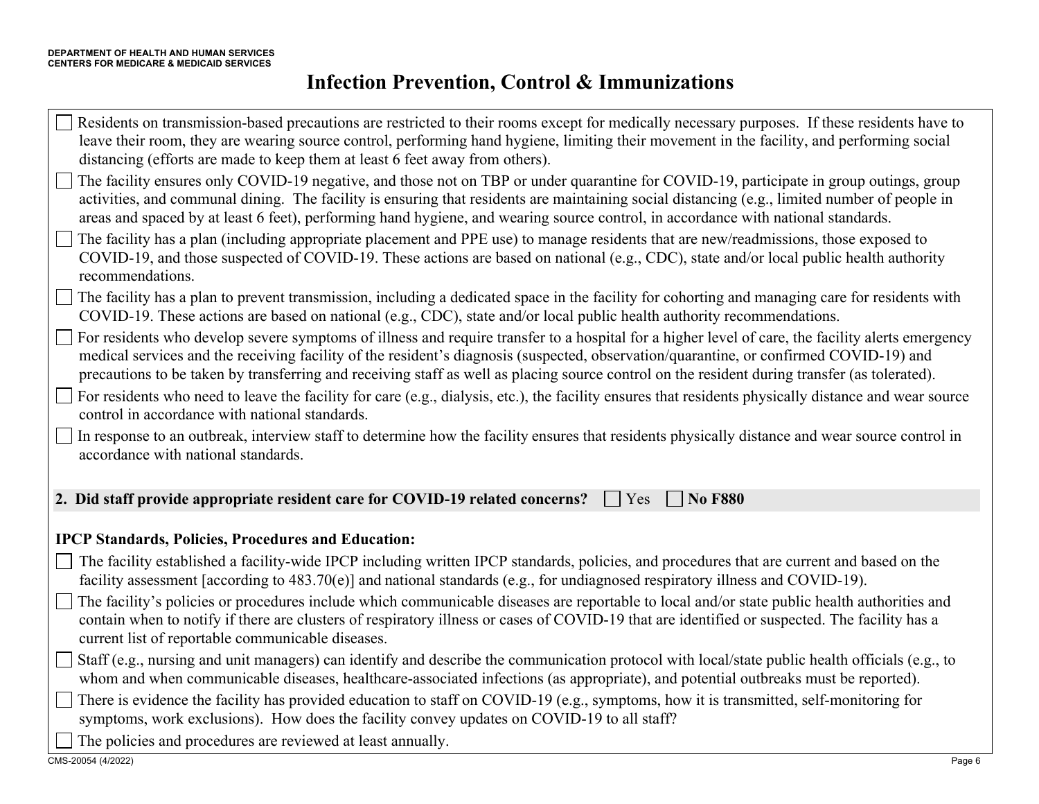# Infection Prevention, Control & Immunizations

- ☐ Residents on transmission-based precautions are restricted to their rooms except for medically necessary purposes. If these residents have to leave their room, they are wearing source control, performing hand hygiene, limiting their movement in the facility, and performing social distancing (efforts are made to keep them at least 6 feet away from others).
- ☐ The facility ensures only COVID-19 negative, and those not on TBP or under quarantine for COVID-19, participate in group outings, group activities, and communal dining. The facility is ensuring that residents are maintaining social distancing (e.g., limited number of people in areas and spaced by at least 6 feet), performing hand hygiene, and wearing source control, in accordance with national standards.
- ☐ The facility has a plan (including appropriate placement and PPE use) to manage residents that are new/readmissions, those exposed to COVID-19, and those suspected of COVID-19. These actions are based on national (e.g., CDC), state and/or local public health authority recommendations.
- ☐ The facility has a plan to prevent transmission, including a dedicated space in the facility for cohorting and managing care for residents with COVID-19. These actions are based on national (e.g., CDC), state and/or local public health authority recommendations.
- ☐ For residents who develop severe symptoms of illness and require transfer to a hospital for a higher level of care, the facility alerts emergency medical services and the receiving facility of the resident's diagnosis (suspected, observation/quarantine, or confirmed COVID-19) and precautions to be taken by transferring and receiving staff as well as placing source control on the resident during transfer (as tolerated).
- ☐ For residents who need to leave the facility for care (e.g., dialysis, etc.), the facility ensures that residents physically distance and wear source control in accordance with national standards.
- ☐ In response to an outbreak, interview staff to determine how the facility ensures that residents physically distance and wear source control in accordance with national standards.

**2. Did staff provide appropriate resident care for COVID-19 related concerns?** ☐ Yes ☐ **No F880**

**IPCP Standards, Policies, Procedures and Education:**

- ☐ The facility established a facility-wide IPCP including written IPCP standards, policies, and procedures that are current and based on the facility assessment [according to 483.70(e)] and national standards (e.g., for undiagnosed respiratory illness and COVID-19).
- ☐ The facility's policies or procedures include which communicable diseases are reportable to local and/or state public health authorities and contain when to notify if there are clusters of respiratory illness or cases of COVID-19 that are identified or suspected. The facility has a current list of reportable communicable diseases.
- ☐ Staff (e.g., nursing and unit managers) can identify and describe the communication protocol with local/state public health officials (e.g., to whom and when communicable diseases, healthcare-associated infections (as appropriate), and potential outbreaks must be reported).
- ☐ There is evidence the facility has provided education to staff on COVID-19 (e.g., symptoms, how it is transmitted, self-monitoring for symptoms, work exclusions). How does the facility convey updates on COVID-19 to all staff?
- ☐ The policies and procedures are reviewed at least annually.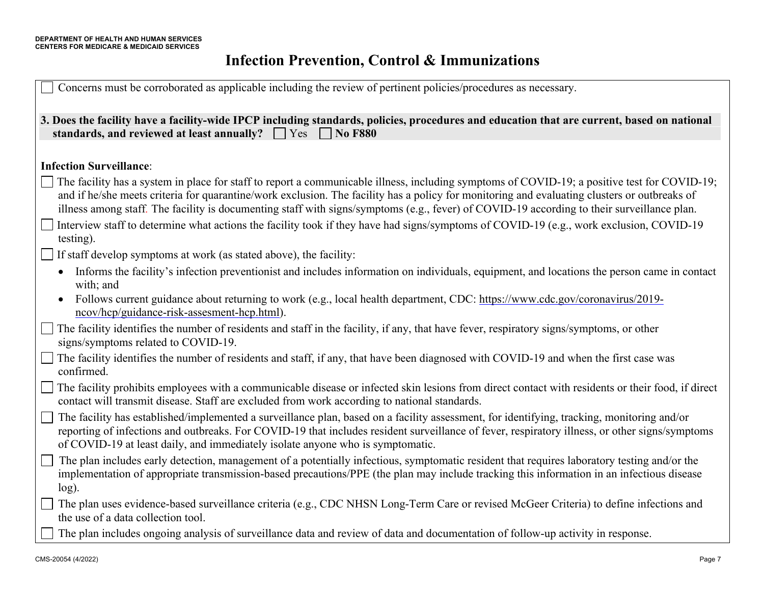# Infection Prevention, Control & Immunizations

- [ ] Concerns must be corroborated as applicable including the review of pertinent policies/procedures as necessary.

**3. Does the facility have a facility-wide IPCP including standards, policies, procedures and education that are current, based on national standards, and reviewed at least annually?** [ ] Yes [ ] **No F880**

**Infection Surveillance**:

- [ ] The facility has a system in place for staff to report a communicable illness, including symptoms of COVID-19; a positive test for COVID-19; and if he/she meets criteria for quarantine/work exclusion. The facility has a policy for monitoring and evaluating clusters or outbreaks of illness among staff. The facility is documenting staff with signs/symptoms (e.g., fever) of COVID-19 according to their surveillance plan.
- [ ] Interview staff to determine what actions the facility took if they have had signs/symptoms of COVID-19 (e.g., work exclusion, COVID-19 testing).
- [ ] If staff develop symptoms at work (as stated above), the facility:
    - Informs the facility's infection preventionist and includes information on individuals, equipment, and locations the person came in contact with; and
    - Follows current guidance about returning to work (e.g., local health department, CDC: https://www.cdc.gov/coronavirus/2019-ncov/hcp/guidance-risk-assesment-hcp.html).
- [ ] The facility identifies the number of residents and staff in the facility, if any, that have fever, respiratory signs/symptoms, or other signs/symptoms related to COVID-19.
- [ ] The facility identifies the number of residents and staff, if any, that have been diagnosed with COVID-19 and when the first case was confirmed.
- [ ] The facility prohibits employees with a communicable disease or infected skin lesions from direct contact with residents or their food, if direct contact will transmit disease. Staff are excluded from work according to national standards.
- [ ] The facility has established/implemented a surveillance plan, based on a facility assessment, for identifying, tracking, monitoring and/or reporting of infections and outbreaks. For COVID-19 that includes resident surveillance of fever, respiratory illness, or other signs/symptoms of COVID-19 at least daily, and immediately isolate anyone who is symptomatic.
- [ ] The plan includes early detection, management of a potentially infectious, symptomatic resident that requires laboratory testing and/or the implementation of appropriate transmission-based precautions/PPE (the plan may include tracking this information in an infectious disease log).
- [ ] The plan uses evidence-based surveillance criteria (e.g., CDC NHSN Long-Term Care or revised McGeer Criteria) to define infections and the use of a data collection tool.
- [ ] The plan includes ongoing analysis of surveillance data and review of data and documentation of follow-up activity in response.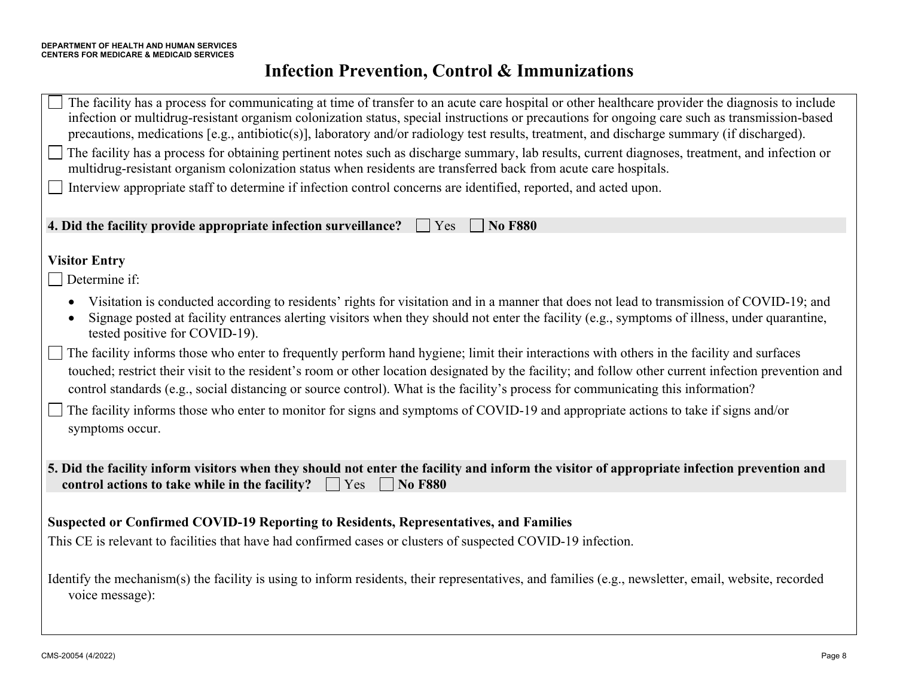# Infection Prevention, Control & Immunizations

☐ The facility has a process for communicating at time of transfer to an acute care hospital or other healthcare provider the diagnosis to include infection or multidrug-resistant organism colonization status, special instructions or precautions for ongoing care such as transmission-based precautions, medications [e.g., antibiotic(s)], laboratory and/or radiology test results, treatment, and discharge summary (if discharged).

☐ The facility has a process for obtaining pertinent notes such as discharge summary, lab results, current diagnoses, treatment, and infection or multidrug-resistant organism colonization status when residents are transferred back from acute care hospitals.

☐ Interview appropriate staff to determine if infection control concerns are identified, reported, and acted upon.

**4. Did the facility provide appropriate infection surveillance?** ☐ Yes ☐ **No F880**

**Visitor Entry**

☐ Determine if:

- Visitation is conducted according to residents' rights for visitation and in a manner that does not lead to transmission of COVID-19; and
- Signage posted at facility entrances alerting visitors when they should not enter the facility (e.g., symptoms of illness, under quarantine, tested positive for COVID-19).

☐ The facility informs those who enter to frequently perform hand hygiene; limit their interactions with others in the facility and surfaces touched; restrict their visit to the resident's room or other location designated by the facility; and follow other current infection prevention and control standards (e.g., social distancing or source control). What is the facility's process for communicating this information?

☐ The facility informs those who enter to monitor for signs and symptoms of COVID-19 and appropriate actions to take if signs and/or symptoms occur.

**5. Did the facility inform visitors when they should not enter the facility and inform the visitor of appropriate infection prevention and control actions to take while in the facility?** ☐ Yes ☐ **No F880**

**Suspected or Confirmed COVID-19 Reporting to Residents, Representatives, and Families**

This CE is relevant to facilities that have had confirmed cases or clusters of suspected COVID-19 infection.

Identify the mechanism(s) the facility is using to inform residents, their representatives, and families (e.g., newsletter, email, website, recorded voice message):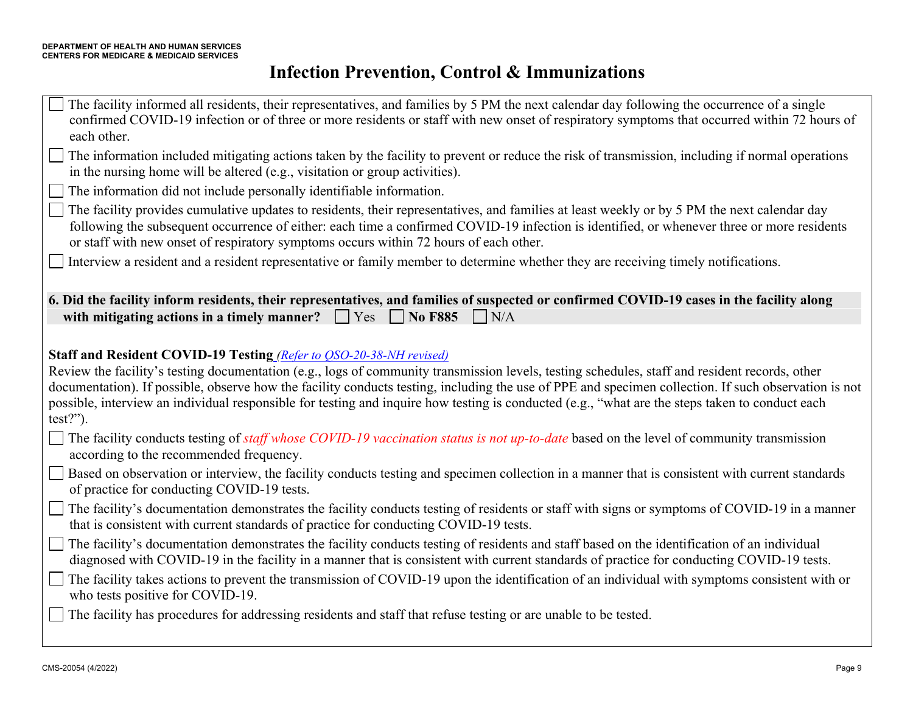# Infection Prevention, Control & Immunizations

- [ ] The facility informed all residents, their representatives, and families by 5 PM the next calendar day following the occurrence of a single confirmed COVID-19 infection or of three or more residents or staff with new onset of respiratory symptoms that occurred within 72 hours of each other.
- [ ] The information included mitigating actions taken by the facility to prevent or reduce the risk of transmission, including if normal operations in the nursing home will be altered (e.g., visitation or group activities).
- [ ] The information did not include personally identifiable information.
- [ ] The facility provides cumulative updates to residents, their representatives, and families at least weekly or by 5 PM the next calendar day following the subsequent occurrence of either: each time a confirmed COVID-19 infection is identified, or whenever three or more residents or staff with new onset of respiratory symptoms occurs within 72 hours of each other.
- [ ] Interview a resident and a resident representative or family member to determine whether they are receiving timely notifications.

**6. Did the facility inform residents, their representatives, and families of suspected or confirmed COVID-19 cases in the facility along with mitigating actions in a timely manner?** ☐ Yes ☐ **No F885** ☐ N/A

**Staff and Resident COVID-19 Testing** *(Refer to QSO-20-38-NH revised)*

Review the facility's testing documentation (e.g., logs of community transmission levels, testing schedules, staff and resident records, other documentation). If possible, observe how the facility conducts testing, including the use of PPE and specimen collection. If such observation is not possible, interview an individual responsible for testing and inquire how testing is conducted (e.g., "what are the steps taken to conduct each test?").

- [ ] The facility conducts testing of *staff whose COVID-19 vaccination status is not up-to-date* based on the level of community transmission according to the recommended frequency.
- [ ] Based on observation or interview, the facility conducts testing and specimen collection in a manner that is consistent with current standards of practice for conducting COVID-19 tests.
- [ ] The facility's documentation demonstrates the facility conducts testing of residents or staff with signs or symptoms of COVID-19 in a manner that is consistent with current standards of practice for conducting COVID-19 tests.
- [ ] The facility's documentation demonstrates the facility conducts testing of residents and staff based on the identification of an individual diagnosed with COVID-19 in the facility in a manner that is consistent with current standards of practice for conducting COVID-19 tests.
- [ ] The facility takes actions to prevent the transmission of COVID-19 upon the identification of an individual with symptoms consistent with or who tests positive for COVID-19.
- [ ] The facility has procedures for addressing residents and staff that refuse testing or are unable to be tested.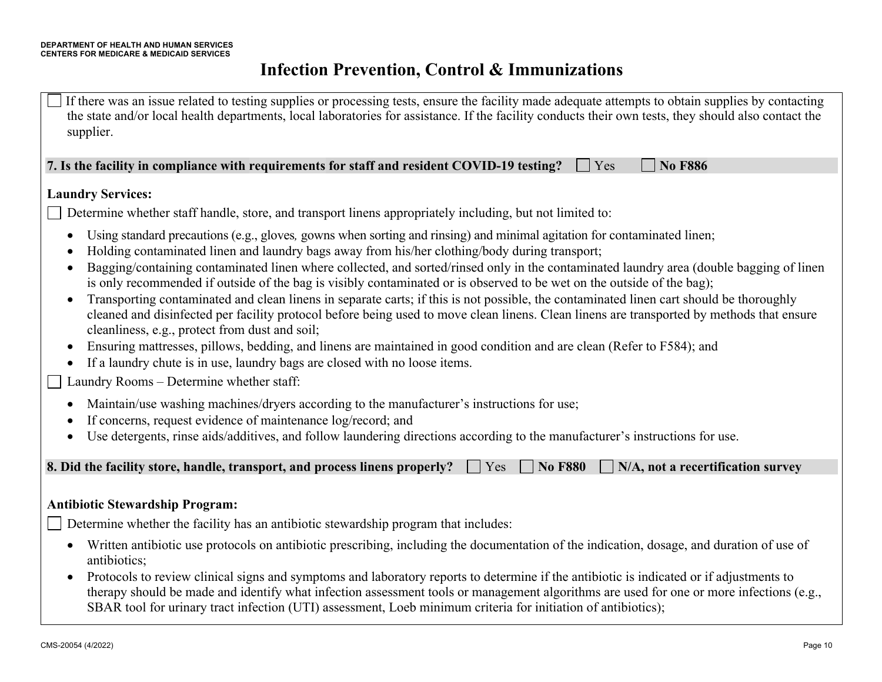# Infection Prevention, Control & Immunizations

☐ If there was an issue related to testing supplies or processing tests, ensure the facility made adequate attempts to obtain supplies by contacting the state and/or local health departments, local laboratories for assistance. If the facility conducts their own tests, they should also contact the supplier.

**7. Is the facility in compliance with requirements for staff and resident COVID-19 testing?** ☐ Yes ☐ **No F886**

**Laundry Services:**

☐ Determine whether staff handle, store, and transport linens appropriately including, but not limited to:

- Using standard precautions (e.g., gloves*,* gowns when sorting and rinsing) and minimal agitation for contaminated linen;
- Holding contaminated linen and laundry bags away from his/her clothing/body during transport;
- Bagging/containing contaminated linen where collected, and sorted/rinsed only in the contaminated laundry area (double bagging of linen is only recommended if outside of the bag is visibly contaminated or is observed to be wet on the outside of the bag);
- Transporting contaminated and clean linens in separate carts; if this is not possible, the contaminated linen cart should be thoroughly cleaned and disinfected per facility protocol before being used to move clean linens. Clean linens are transported by methods that ensure cleanliness, e.g., protect from dust and soil;
- Ensuring mattresses, pillows, bedding, and linens are maintained in good condition and are clean (Refer to F584); and
- If a laundry chute is in use, laundry bags are closed with no loose items.

☐ Laundry Rooms – Determine whether staff:

- Maintain/use washing machines/dryers according to the manufacturer's instructions for use;
- If concerns, request evidence of maintenance log/record; and
- Use detergents, rinse aids/additives, and follow laundering directions according to the manufacturer's instructions for use.

**8. Did the facility store, handle, transport, and process linens properly?** ☐ Yes ☐ **No F880** ☐ **N/A, not a recertification survey**

**Antibiotic Stewardship Program:**

☐ Determine whether the facility has an antibiotic stewardship program that includes:

- Written antibiotic use protocols on antibiotic prescribing, including the documentation of the indication, dosage, and duration of use of antibiotics;
- Protocols to review clinical signs and symptoms and laboratory reports to determine if the antibiotic is indicated or if adjustments to therapy should be made and identify what infection assessment tools or management algorithms are used for one or more infections (e.g., SBAR tool for urinary tract infection (UTI) assessment, Loeb minimum criteria for initiation of antibiotics);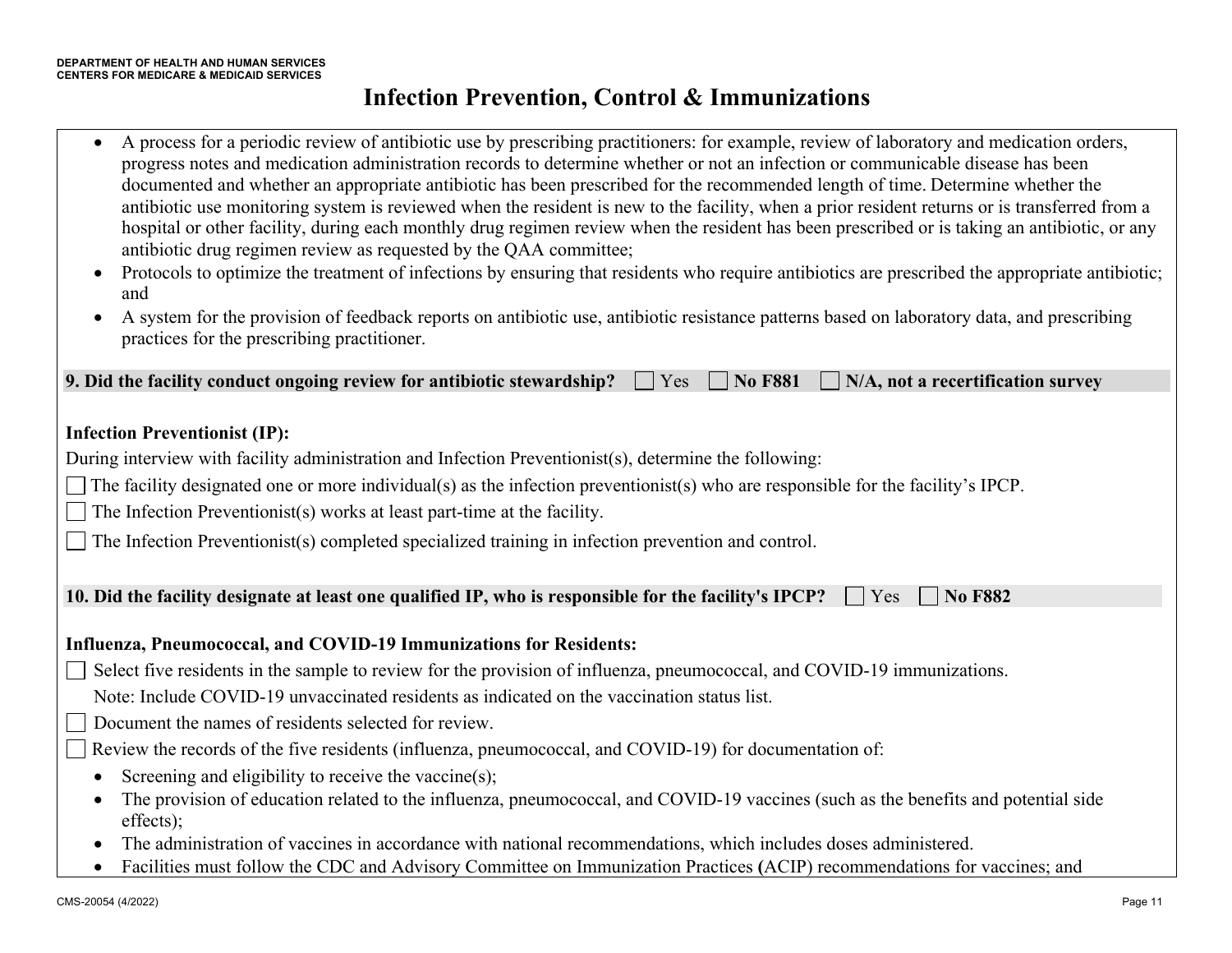- A process for a periodic review of antibiotic use by prescribing practitioners: for example, review of laboratory and medication orders, progress notes and medication administration records to determine whether or not an infection or communicable disease has been documented and whether an appropriate antibiotic has been prescribed for the recommended length of time. Determine whether the antibiotic use monitoring system is reviewed when the resident is new to the facility, when a prior resident returns or is transferred from a hospital or other facility, during each monthly drug regimen review when the resident has been prescribed or is taking an antibiotic, or any antibiotic drug regimen review as requested by the QAA committee;
- Protocols to optimize the treatment of infections by ensuring that residents who require antibiotics are prescribed the appropriate antibiotic; and
- A system for the provision of feedback reports on antibiotic use, antibiotic resistance patterns based on laboratory data, and prescribing practices for the prescribing practitioner.

**9. Did the facility conduct ongoing review for antibiotic stewardship?** ☐ Yes ☐ **No F881** ☐ **N/A, not a recertification survey**

**Infection Preventionist (IP):**

During interview with facility administration and Infection Preventionist(s), determine the following:

☐ The facility designated one or more individual(s) as the infection preventionist(s) who are responsible for the facility's IPCP.

☐ The Infection Preventionist(s) works at least part-time at the facility.

☐ The Infection Preventionist(s) completed specialized training in infection prevention and control.

**10. Did the facility designate at least one qualified IP, who is responsible for the facility's IPCP?** ☐ Yes ☐ **No F882**

**Influenza, Pneumococcal, and COVID-19 Immunizations for Residents:**

☐ Select five residents in the sample to review for the provision of influenza, pneumococcal, and COVID-19 immunizations.
Note: Include COVID-19 unvaccinated residents as indicated on the vaccination status list.

☐ Document the names of residents selected for review.

☐ Review the records of the five residents (influenza, pneumococcal, and COVID-19) for documentation of:

- Screening and eligibility to receive the vaccine(s);
- The provision of education related to the influenza, pneumococcal, and COVID-19 vaccines (such as the benefits and potential side effects);
- The administration of vaccines in accordance with national recommendations, which includes doses administered.
- Facilities must follow the CDC and Advisory Committee on Immunization Practices (ACIP) recommendations for vaccines; and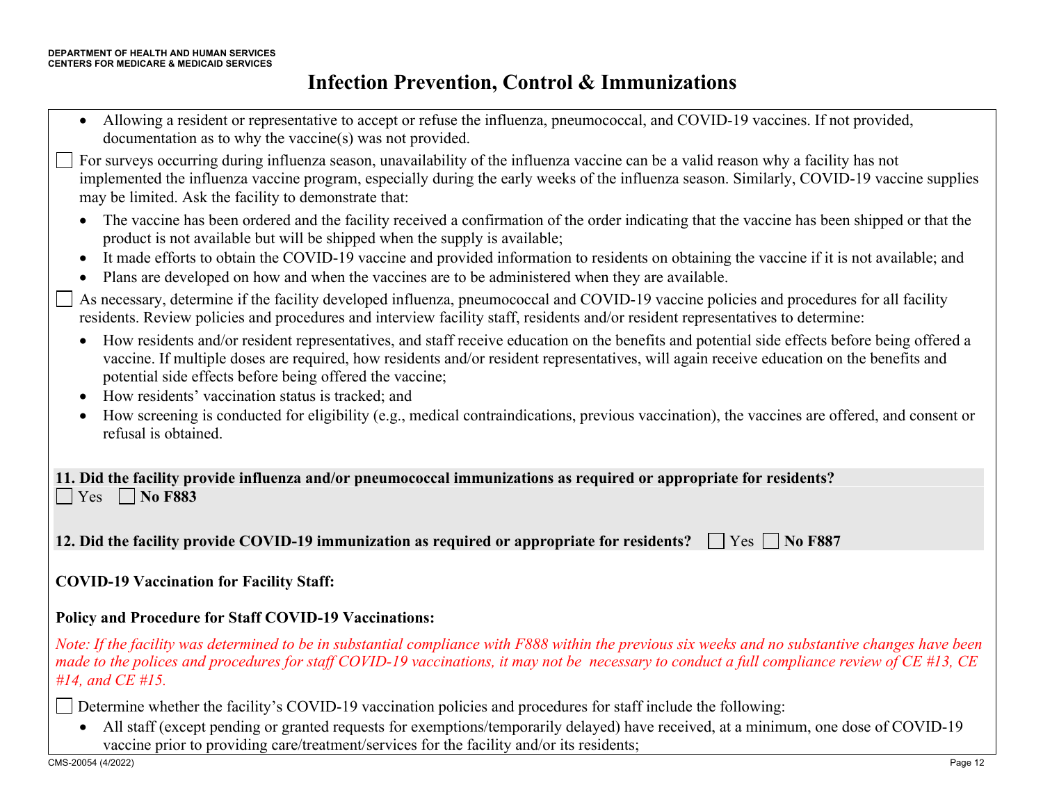# Infection Prevention, Control & Immunizations

- Allowing a resident or representative to accept or refuse the influenza, pneumococcal, and COVID-19 vaccines. If not provided, documentation as to why the vaccine(s) was not provided.

☐ For surveys occurring during influenza season, unavailability of the influenza vaccine can be a valid reason why a facility has not implemented the influenza vaccine program, especially during the early weeks of the influenza season. Similarly, COVID-19 vaccine supplies may be limited. Ask the facility to demonstrate that:

- The vaccine has been ordered and the facility received a confirmation of the order indicating that the vaccine has been shipped or that the product is not available but will be shipped when the supply is available;
- It made efforts to obtain the COVID-19 vaccine and provided information to residents on obtaining the vaccine if it is not available; and
- Plans are developed on how and when the vaccines are to be administered when they are available.

☐ As necessary, determine if the facility developed influenza, pneumococcal and COVID-19 vaccine policies and procedures for all facility residents. Review policies and procedures and interview facility staff, residents and/or resident representatives to determine:

- How residents and/or resident representatives, and staff receive education on the benefits and potential side effects before being offered a vaccine. If multiple doses are required, how residents and/or resident representatives, will again receive education on the benefits and potential side effects before being offered the vaccine;
- How residents' vaccination status is tracked; and
- How screening is conducted for eligibility (e.g., medical contraindications, previous vaccination), the vaccines are offered, and consent or refusal is obtained.

**11. Did the facility provide influenza and/or pneumococcal immunizations as required or appropriate for residents?**
☐ Yes ☐ **No F883**

**12. Did the facility provide COVID-19 immunization as required or appropriate for residents?** ☐ Yes ☐ **No F887**

**COVID-19 Vaccination for Facility Staff:**

**Policy and Procedure for Staff COVID-19 Vaccinations:**

*Note: If the facility was determined to be in substantial compliance with F888 within the previous six weeks and no substantive changes have been made to the polices and procedures for staff COVID-19 vaccinations, it may not be necessary to conduct a full compliance review of CE #13, CE #14, and CE #15.*

☐ Determine whether the facility's COVID-19 vaccination policies and procedures for staff include the following:

- All staff (except pending or granted requests for exemptions/temporarily delayed) have received, at a minimum, one dose of COVID-19 vaccine prior to providing care/treatment/services for the facility and/or its residents;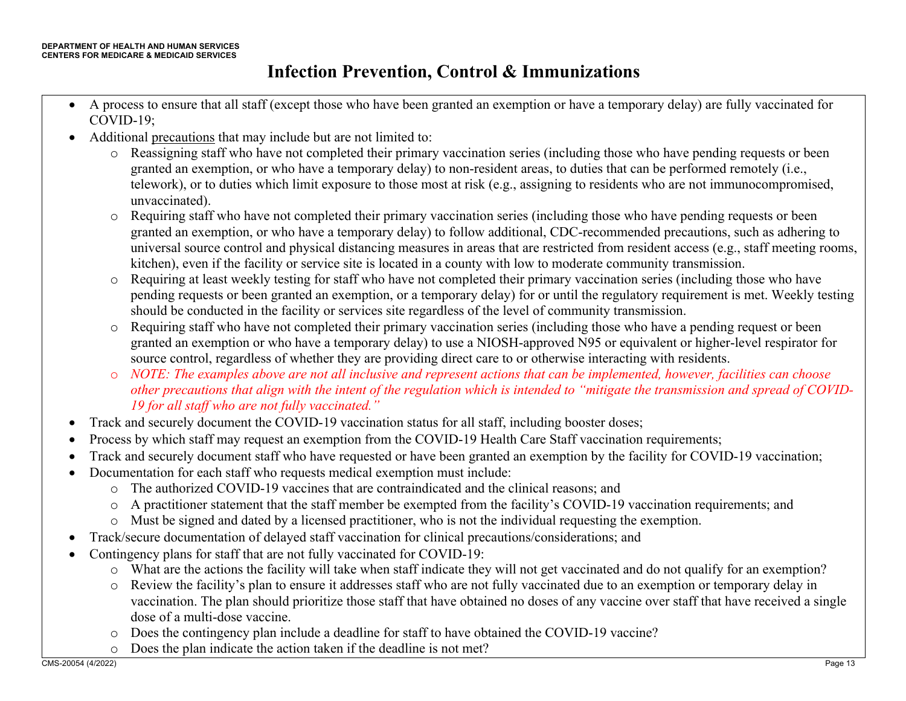# Infection Prevention, Control & Immunizations

- A process to ensure that all staff (except those who have been granted an exemption or have a temporary delay) are fully vaccinated for COVID-19;
- Additional precautions that may include but are not limited to:
  - Reassigning staff who have not completed their primary vaccination series (including those who have pending requests or been granted an exemption, or who have a temporary delay) to non-resident areas, to duties that can be performed remotely (i.e., telework), or to duties which limit exposure to those most at risk (e.g., assigning to residents who are not immunocompromised, unvaccinated).
  - Requiring staff who have not completed their primary vaccination series (including those who have pending requests or been granted an exemption, or who have a temporary delay) to follow additional, CDC-recommended precautions, such as adhering to universal source control and physical distancing measures in areas that are restricted from resident access (e.g., staff meeting rooms, kitchen), even if the facility or service site is located in a county with low to moderate community transmission.
  - Requiring at least weekly testing for staff who have not completed their primary vaccination series (including those who have pending requests or been granted an exemption, or a temporary delay) for or until the regulatory requirement is met. Weekly testing should be conducted in the facility or services site regardless of the level of community transmission.
  - Requiring staff who have not completed their primary vaccination series (including those who have a pending request or been granted an exemption or who have a temporary delay) to use a NIOSH-approved N95 or equivalent or higher-level respirator for source control, regardless of whether they are providing direct care to or otherwise interacting with residents.
  - *NOTE: The examples above are not all inclusive and represent actions that can be implemented, however, facilities can choose other precautions that align with the intent of the regulation which is intended to "mitigate the transmission and spread of COVID-19 for all staff who are not fully vaccinated."*
- Track and securely document the COVID-19 vaccination status for all staff, including booster doses;
- Process by which staff may request an exemption from the COVID-19 Health Care Staff vaccination requirements;
- Track and securely document staff who have requested or have been granted an exemption by the facility for COVID-19 vaccination;
- Documentation for each staff who requests medical exemption must include:
  - The authorized COVID-19 vaccines that are contraindicated and the clinical reasons; and
  - A practitioner statement that the staff member be exempted from the facility's COVID-19 vaccination requirements; and
  - Must be signed and dated by a licensed practitioner, who is not the individual requesting the exemption.
- Track/secure documentation of delayed staff vaccination for clinical precautions/considerations; and
- Contingency plans for staff that are not fully vaccinated for COVID-19:
  - What are the actions the facility will take when staff indicate they will not get vaccinated and do not qualify for an exemption?
  - Review the facility's plan to ensure it addresses staff who are not fully vaccinated due to an exemption or temporary delay in vaccination. The plan should prioritize those staff that have obtained no doses of any vaccine over staff that have received a single dose of a multi-dose vaccine.
  - Does the contingency plan include a deadline for staff to have obtained the COVID-19 vaccine?
  - Does the plan indicate the action taken if the deadline is not met?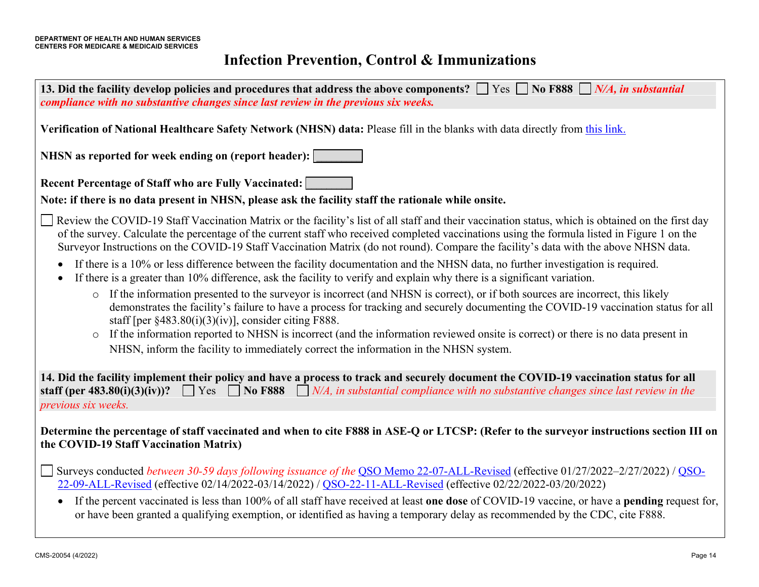# Infection Prevention, Control & Immunizations

**13. Did the facility develop policies and procedures that address the above components?** ☐ Yes ☐ **No F888** ☐ ***N/A, in substantial compliance with no substantive changes since last review in the previous six weeks.***

**Verification of National Healthcare Safety Network (NHSN) data:** Please fill in the blanks with data directly from [this link.]()

**NHSN as reported for week ending on (report header):** ________

**Recent Percentage of Staff who are Fully Vaccinated:** ________

**Note: if there is no data present in NHSN, please ask the facility staff the rationale while onsite.**

☐ Review the COVID-19 Staff Vaccination Matrix or the facility's list of all staff and their vaccination status, which is obtained on the first day of the survey. Calculate the percentage of the current staff who received completed vaccinations using the formula listed in Figure 1 on the Surveyor Instructions on the COVID-19 Staff Vaccination Matrix (do not round). Compare the facility's data with the above NHSN data.

- If there is a 10% or less difference between the facility documentation and the NHSN data, no further investigation is required.
- If there is a greater than 10% difference, ask the facility to verify and explain why there is a significant variation.
  - If the information presented to the surveyor is incorrect (and NHSN is correct), or if both sources are incorrect, this likely demonstrates the facility's failure to have a process for tracking and securely documenting the COVID-19 vaccination status for all staff [per §483.80(i)(3)(iv)], consider citing F888.
  - If the information reported to NHSN is incorrect (and the information reviewed onsite is correct) or there is no data present in NHSN, inform the facility to immediately correct the information in the NHSN system.

**14. Did the facility implement their policy and have a process to track and securely document the COVID-19 vaccination status for all staff (per 483.80(i)(3)(iv))?** ☐ Yes ☐ **No F888** ☐ *N/A, in substantial compliance with no substantive changes since last review in the previous six weeks.*

**Determine the percentage of staff vaccinated and when to cite F888 in ASE-Q or LTCSP: (Refer to the surveyor instructions section III on the COVID-19 Staff Vaccination Matrix)**

☐ Surveys conducted *between 30-59 days following issuance of the* [QSO Memo 22-07-ALL-Revised]() (effective 01/27/2022–2/27/2022) / [QSO-22-09-ALL-Revised]() (effective 02/14/2022-03/14/2022) / [QSO-22-11-ALL-Revised]() (effective 02/22/2022-03/20/2022)

- If the percent vaccinated is less than 100% of all staff have received at least **one dose** of COVID-19 vaccine, or have a **pending** request for, or have been granted a qualifying exemption, or identified as having a temporary delay as recommended by the CDC, cite F888.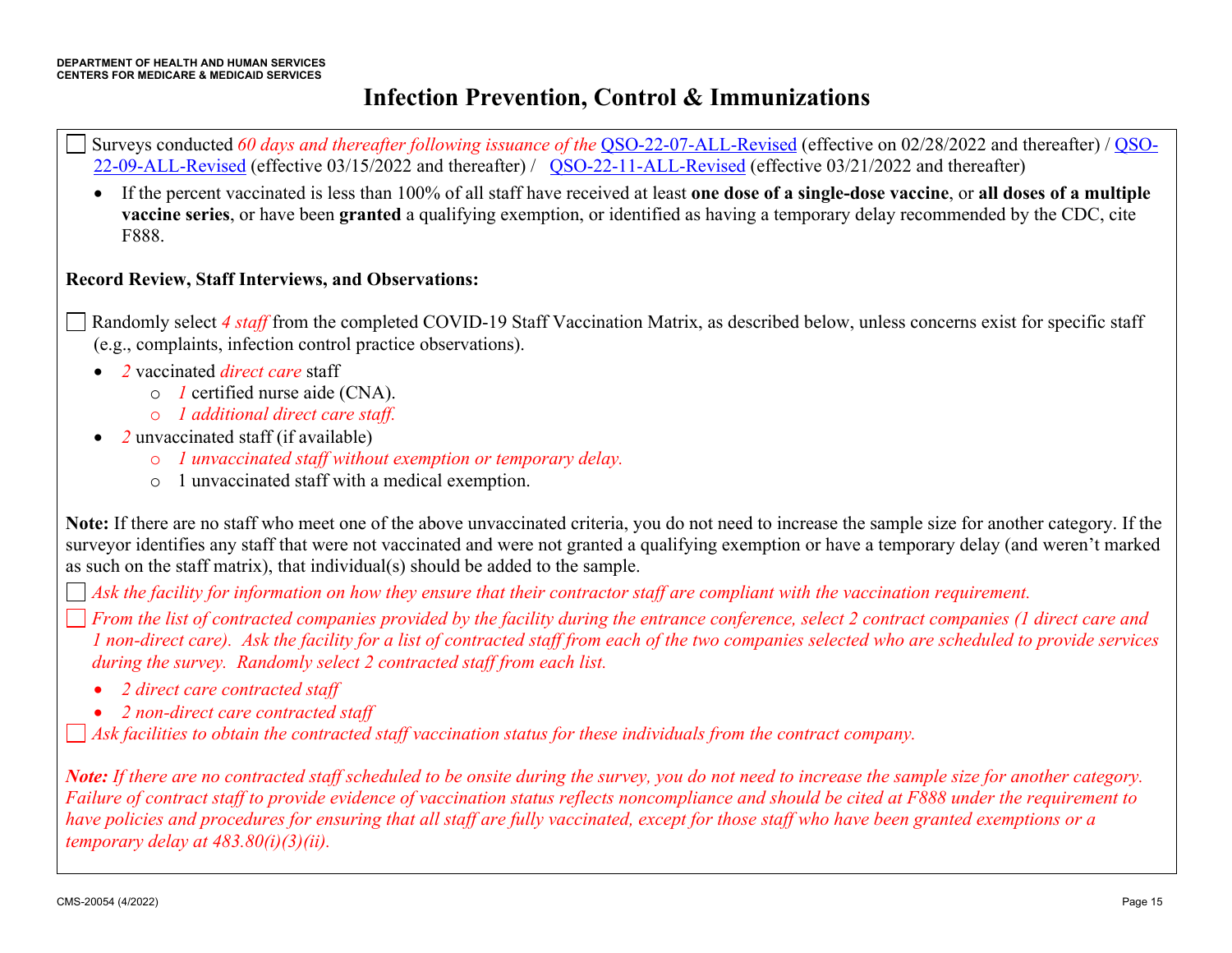# Infection Prevention, Control & Immunizations

☐ Surveys conducted *60 days and thereafter following issuance of the* QSO-22-07-ALL-Revised (effective on 02/28/2022 and thereafter) / QSO-22-09-ALL-Revised (effective 03/15/2022 and thereafter) / QSO-22-11-ALL-Revised (effective 03/21/2022 and thereafter)

- If the percent vaccinated is less than 100% of all staff have received at least **one dose of a single-dose vaccine**, or **all doses of a multiple vaccine series**, or have been **granted** a qualifying exemption, or identified as having a temporary delay recommended by the CDC, cite F888.

**Record Review, Staff Interviews, and Observations:**

☐ Randomly select *4 staff* from the completed COVID-19 Staff Vaccination Matrix, as described below, unless concerns exist for specific staff (e.g., complaints, infection control practice observations).

- *2* vaccinated *direct care* staff
  - *1* certified nurse aide (CNA).
  - *1 additional direct care staff.*
- *2* unvaccinated staff (if available)
  - *1 unvaccinated staff without exemption or temporary delay.*
  - 1 unvaccinated staff with a medical exemption.

**Note:** If there are no staff who meet one of the above unvaccinated criteria, you do not need to increase the sample size for another category. If the surveyor identifies any staff that were not vaccinated and were not granted a qualifying exemption or have a temporary delay (and weren't marked as such on the staff matrix), that individual(s) should be added to the sample.

☐ *Ask the facility for information on how they ensure that their contractor staff are compliant with the vaccination requirement.*

☐ *From the list of contracted companies provided by the facility during the entrance conference, select 2 contract companies (1 direct care and 1 non-direct care). Ask the facility for a list of contracted staff from each of the two companies selected who are scheduled to provide services during the survey. Randomly select 2 contracted staff from each list.*

- *2 direct care contracted staff*
- *2 non-direct care contracted staff*

☐ *Ask facilities to obtain the contracted staff vaccination status for these individuals from the contract company.*

***Note:*** *If there are no contracted staff scheduled to be onsite during the survey, you do not need to increase the sample size for another category. Failure of contract staff to provide evidence of vaccination status reflects noncompliance and should be cited at F888 under the requirement to have policies and procedures for ensuring that all staff are fully vaccinated, except for those staff who have been granted exemptions or a temporary delay at 483.80(i)(3)(ii).*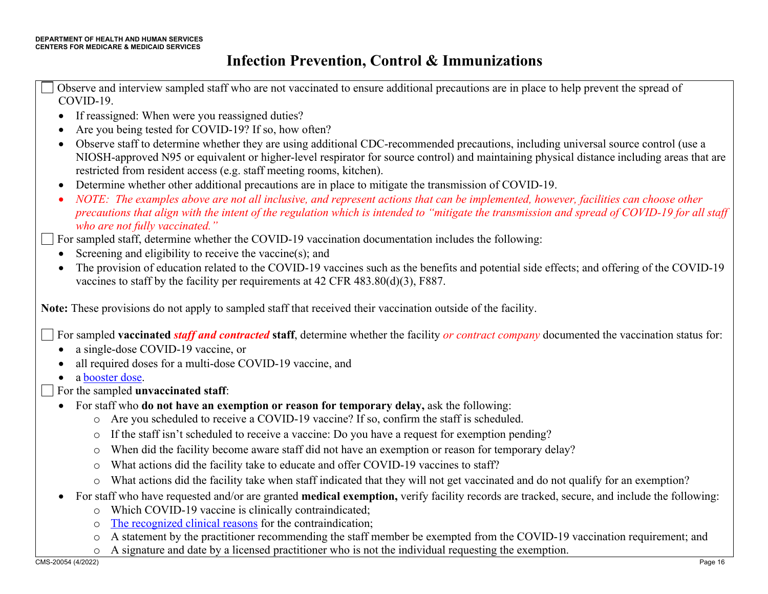# Infection Prevention, Control & Immunizations

- [ ] Observe and interview sampled staff who are not vaccinated to ensure additional precautions are in place to help prevent the spread of COVID-19.
  - If reassigned: When were you reassigned duties?
  - Are you being tested for COVID-19? If so, how often?
  - Observe staff to determine whether they are using additional CDC-recommended precautions, including universal source control (use a NIOSH-approved N95 or equivalent or higher-level respirator for source control) and maintaining physical distance including areas that are restricted from resident access (e.g. staff meeting rooms, kitchen).
  - Determine whether other additional precautions are in place to mitigate the transmission of COVID-19.
  - *NOTE: The examples above are not all inclusive, and represent actions that can be implemented, however, facilities can choose other precautions that align with the intent of the regulation which is intended to "mitigate the transmission and spread of COVID-19 for all staff who are not fully vaccinated."*
- [ ] For sampled staff, determine whether the COVID-19 vaccination documentation includes the following:
  - Screening and eligibility to receive the vaccine(s); and
  - The provision of education related to the COVID-19 vaccines such as the benefits and potential side effects; and offering of the COVID-19 vaccines to staff by the facility per requirements at 42 CFR 483.80(d)(3), F887.

**Note:** These provisions do not apply to sampled staff that received their vaccination outside of the facility.

- [ ] For sampled **vaccinated** ***staff and contracted*** **staff**, determine whether the facility *or contract company* documented the vaccination status for:
  - a single-dose COVID-19 vaccine, or
  - all required doses for a multi-dose COVID-19 vaccine, and
  - a booster dose.
- [ ] For the sampled **unvaccinated staff**:
  - For staff who **do not have an exemption or reason for temporary delay,** ask the following:
    - Are you scheduled to receive a COVID-19 vaccine? If so, confirm the staff is scheduled.
    - If the staff isn't scheduled to receive a vaccine: Do you have a request for exemption pending?
    - When did the facility become aware staff did not have an exemption or reason for temporary delay?
    - What actions did the facility take to educate and offer COVID-19 vaccines to staff?
    - What actions did the facility take when staff indicated that they will not get vaccinated and do not qualify for an exemption?
  - For staff who have requested and/or are granted **medical exemption,** verify facility records are tracked, secure, and include the following:
    - Which COVID-19 vaccine is clinically contraindicated;
    - The recognized clinical reasons for the contraindication;
    - A statement by the practitioner recommending the staff member be exempted from the COVID-19 vaccination requirement; and
    - A signature and date by a licensed practitioner who is not the individual requesting the exemption.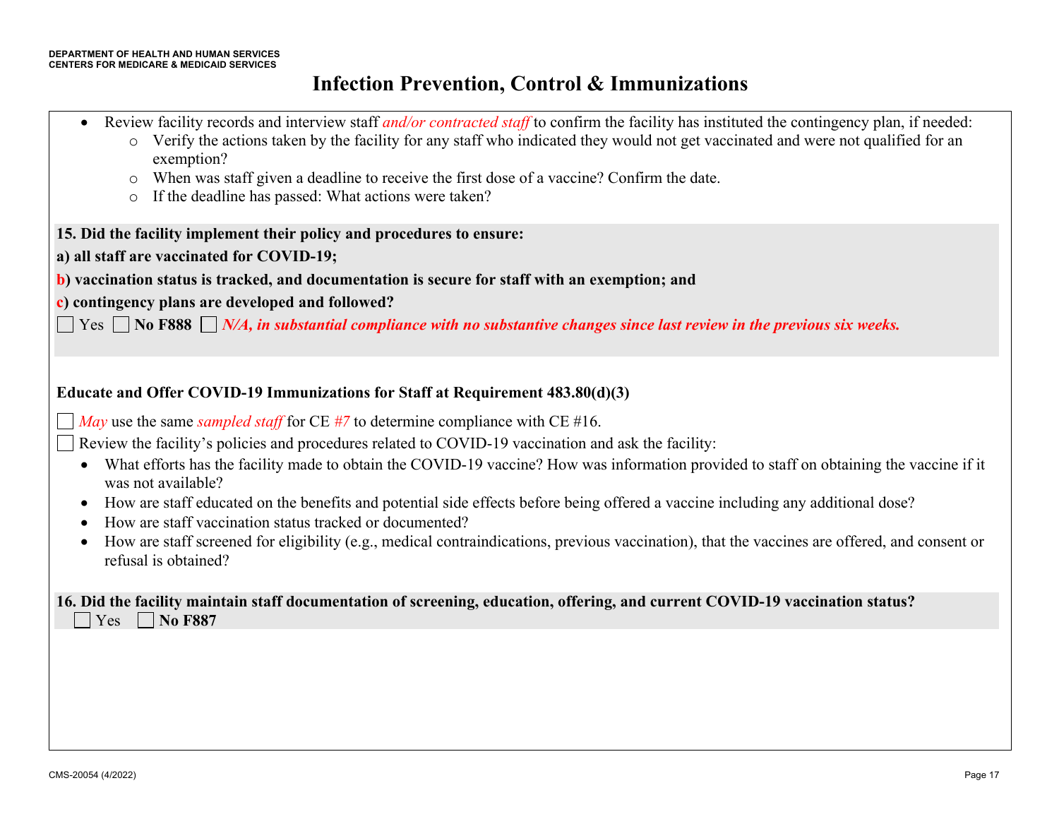# Infection Prevention, Control & Immunizations

- Review facility records and interview staff *and/or contracted staff* to confirm the facility has instituted the contingency plan, if needed:
  - Verify the actions taken by the facility for any staff who indicated they would not get vaccinated and were not qualified for an exemption?
  - When was staff given a deadline to receive the first dose of a vaccine? Confirm the date.
  - If the deadline has passed: What actions were taken?

**15. Did the facility implement their policy and procedures to ensure:**

**a) all staff are vaccinated for COVID-19;**

**b) vaccination status is tracked, and documentation is secure for staff with an exemption; and**

**c) contingency plans are developed and followed?**

☐ Yes ☐ **No F888** ☐ ***N/A, in substantial compliance with no substantive changes since last review in the previous six weeks.***

**Educate and Offer COVID-19 Immunizations for Staff at Requirement 483.80(d)(3)**

☐ *May* use the same *sampled staff* for CE *#7* to determine compliance with CE #16.

☐ Review the facility's policies and procedures related to COVID-19 vaccination and ask the facility:

- What efforts has the facility made to obtain the COVID-19 vaccine? How was information provided to staff on obtaining the vaccine if it was not available?
- How are staff educated on the benefits and potential side effects before being offered a vaccine including any additional dose?
- How are staff vaccination status tracked or documented?
- How are staff screened for eligibility (e.g., medical contraindications, previous vaccination), that the vaccines are offered, and consent or refusal is obtained?

**16. Did the facility maintain staff documentation of screening, education, offering, and current COVID-19 vaccination status?**

☐ Yes ☐ **No F887**

CMS-20054 (4/2022)